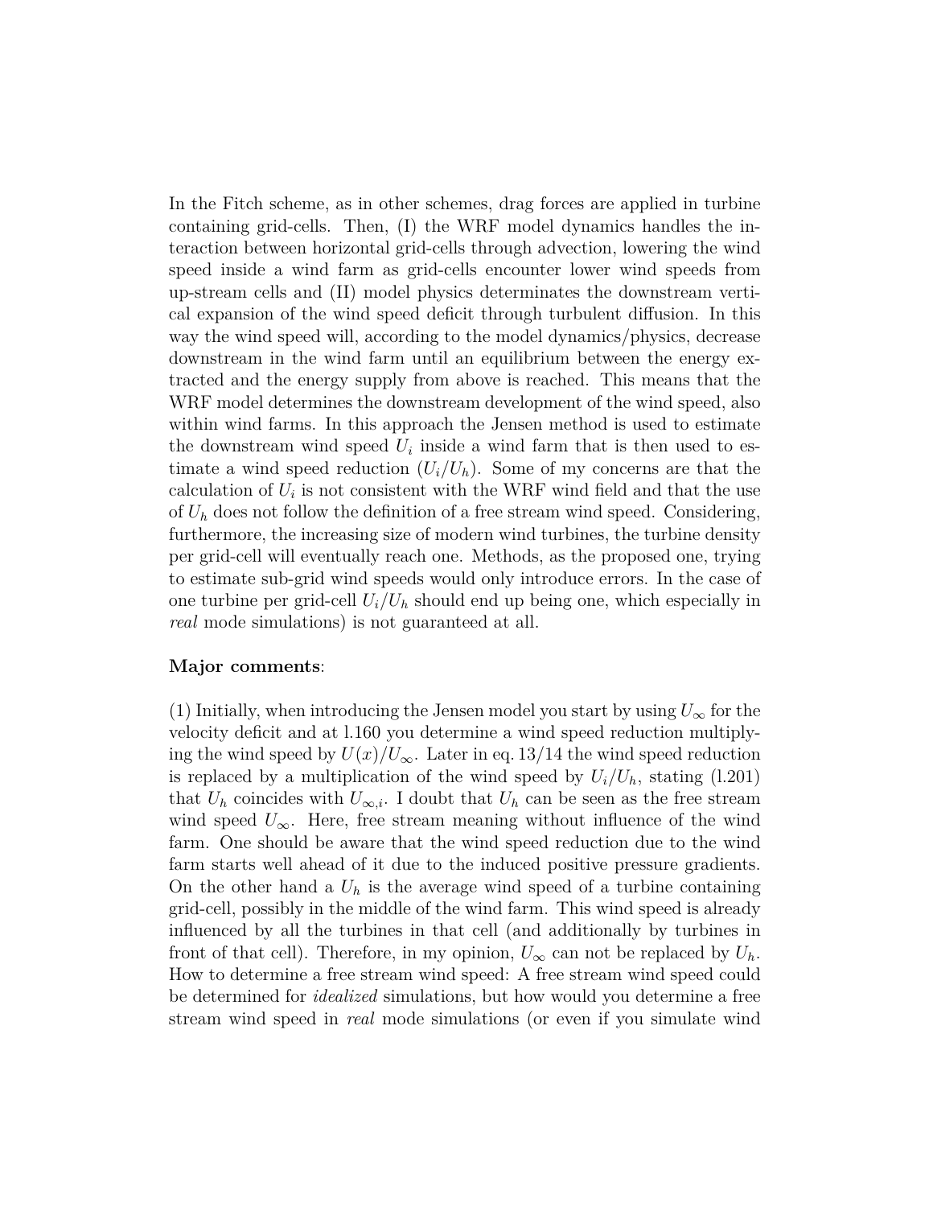In the Fitch scheme, as in other schemes, drag forces are applied in turbine containing grid-cells. Then, (I) the WRF model dynamics handles the interaction between horizontal grid-cells through advection, lowering the wind speed inside a wind farm as grid-cells encounter lower wind speeds from up-stream cells and (II) model physics determinates the downstream vertical expansion of the wind speed deficit through turbulent diffusion. In this way the wind speed will, according to the model dynamics/physics, decrease downstream in the wind farm until an equilibrium between the energy extracted and the energy supply from above is reached. This means that the WRF model determines the downstream development of the wind speed, also within wind farms. In this approach the Jensen method is used to estimate the downstream wind speed $U_i$ inside a wind farm that is then used to estimate a wind speed reduction ($U_i/U_h$). Some of my concerns are that the calculation of $U_i$ is not consistent with the WRF wind field and that the use of $U_h$ does not follow the definition of a free stream wind speed. Considering, furthermore, the increasing size of modern wind turbines, the turbine density per grid-cell will eventually reach one. Methods, as the proposed one, trying to estimate sub-grid wind speeds would only introduce errors. In the case of one turbine per grid-cell $U_i/U_h$ should end up being one, which especially in *real* mode simulations) is not guaranteed at all.

**Major comments**:

(1) Initially, when introducing the Jensen model you start by using $U_\infty$ for the velocity deficit and at l.160 you determine a wind speed reduction multiplying the wind speed by $U(x)/U_\infty$. Later in eq. 13/14 the wind speed reduction is replaced by a multiplication of the wind speed by $U_i/U_h$, stating (l.201) that $U_h$ coincides with $U_{\infty,i}$. I doubt that $U_h$ can be seen as the free stream wind speed $U_\infty$. Here, free stream meaning without influence of the wind farm. One should be aware that the wind speed reduction due to the wind farm starts well ahead of it due to the induced positive pressure gradients. On the other hand a $U_h$ is the average wind speed of a turbine containing grid-cell, possibly in the middle of the wind farm. This wind speed is already influenced by all the turbines in that cell (and additionally by turbines in front of that cell). Therefore, in my opinion, $U_\infty$ can not be replaced by $U_h$. How to determine a free stream wind speed: A free stream wind speed could be determined for *idealized* simulations, but how would you determine a free stream wind speed in *real* mode simulations (or even if you simulate wind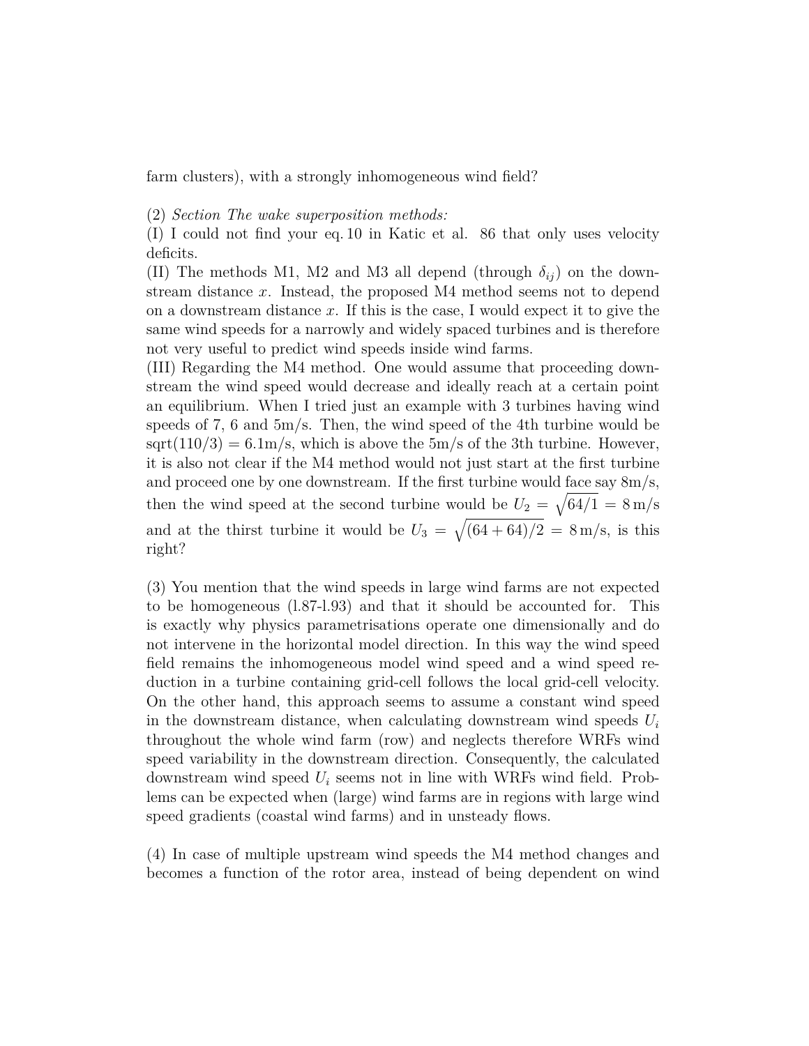farm clusters), with a strongly inhomogeneous wind field?

(2) *Section The wake superposition methods:*
(I) I could not find your eq. 10 in Katic et al. 86 that only uses velocity deficits.
(II) The methods M1, M2 and M3 all depend (through $\delta_{ij}$) on the downstream distance $x$. Instead, the proposed M4 method seems not to depend on a downstream distance $x$. If this is the case, I would expect it to give the same wind speeds for a narrowly and widely spaced turbines and is therefore not very useful to predict wind speeds inside wind farms.
(III) Regarding the M4 method. One would assume that proceeding downstream the wind speed would decrease and ideally reach at a certain point an equilibrium. When I tried just an example with 3 turbines having wind speeds of 7, 6 and 5m/s. Then, the wind speed of the 4th turbine would be sqrt(110/3) = 6.1m/s, which is above the 5m/s of the 3th turbine. However, it is also not clear if the M4 method would not just start at the first turbine and proceed one by one downstream. If the first turbine would face say 8m/s, then the wind speed at the second turbine would be $U_2 = \sqrt{64/1} = 8\,\mathrm{m/s}$ and at the thirst turbine it would be $U_3 = \sqrt{(64+64)/2} = 8\,\mathrm{m/s}$, is this right?

(3) You mention that the wind speeds in large wind farms are not expected to be homogeneous (l.87-l.93) and that it should be accounted for. This is exactly why physics parametrisations operate one dimensionally and do not intervene in the horizontal model direction. In this way the wind speed field remains the inhomogeneous model wind speed and a wind speed reduction in a turbine containing grid-cell follows the local grid-cell velocity. On the other hand, this approach seems to assume a constant wind speed in the downstream distance, when calculating downstream wind speeds $U_i$ throughout the whole wind farm (row) and neglects therefore WRFs wind speed variability in the downstream direction. Consequently, the calculated downstream wind speed $U_i$ seems not in line with WRFs wind field. Problems can be expected when (large) wind farms are in regions with large wind speed gradients (coastal wind farms) and in unsteady flows.

(4) In case of multiple upstream wind speeds the M4 method changes and becomes a function of the rotor area, instead of being dependent on wind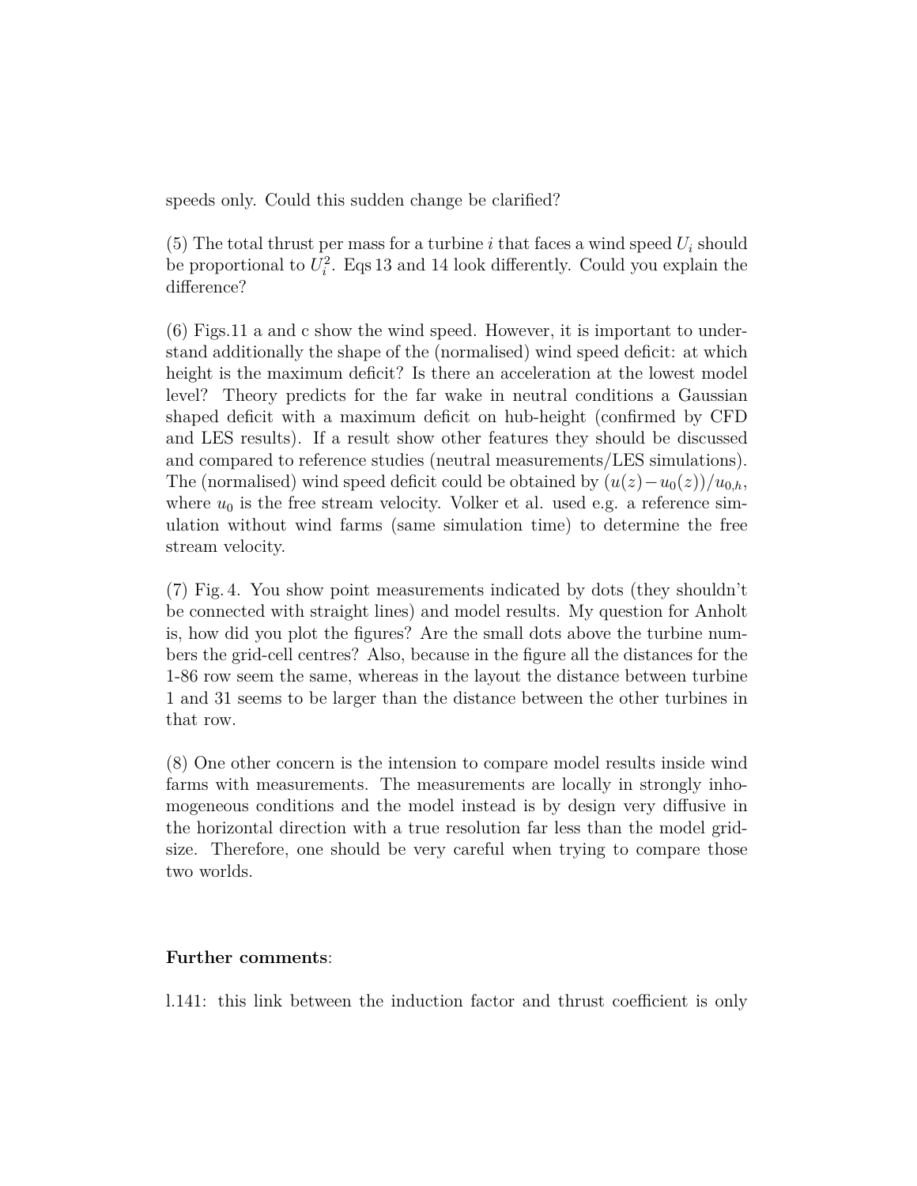speeds only. Could this sudden change be clarified?

(5) The total thrust per mass for a turbine $i$ that faces a wind speed $U_i$ should be proportional to $U_i^2$. Eqs 13 and 14 look differently. Could you explain the difference?

(6) Figs.11 a and c show the wind speed. However, it is important to understand additionally the shape of the (normalised) wind speed deficit: at which height is the maximum deficit? Is there an acceleration at the lowest model level? Theory predicts for the far wake in neutral conditions a Gaussian shaped deficit with a maximum deficit on hub-height (confirmed by CFD and LES results). If a result show other features they should be discussed and compared to reference studies (neutral measurements/LES simulations). The (normalised) wind speed deficit could be obtained by $(u(z)-u_0(z))/u_{0,h}$, where $u_0$ is the free stream velocity. Volker et al. used e.g. a reference simulation without wind farms (same simulation time) to determine the free stream velocity.

(7) Fig. 4. You show point measurements indicated by dots (they shouldn't be connected with straight lines) and model results. My question for Anholt is, how did you plot the figures? Are the small dots above the turbine numbers the grid-cell centres? Also, because in the figure all the distances for the 1-86 row seem the same, whereas in the layout the distance between turbine 1 and 31 seems to be larger than the distance between the other turbines in that row.

(8) One other concern is the intension to compare model results inside wind farms with measurements. The measurements are locally in strongly inhomogeneous conditions and the model instead is by design very diffusive in the horizontal direction with a true resolution far less than the model gridsize. Therefore, one should be very careful when trying to compare those two worlds.

**Further comments**:

l.141: this link between the induction factor and thrust coefficient is only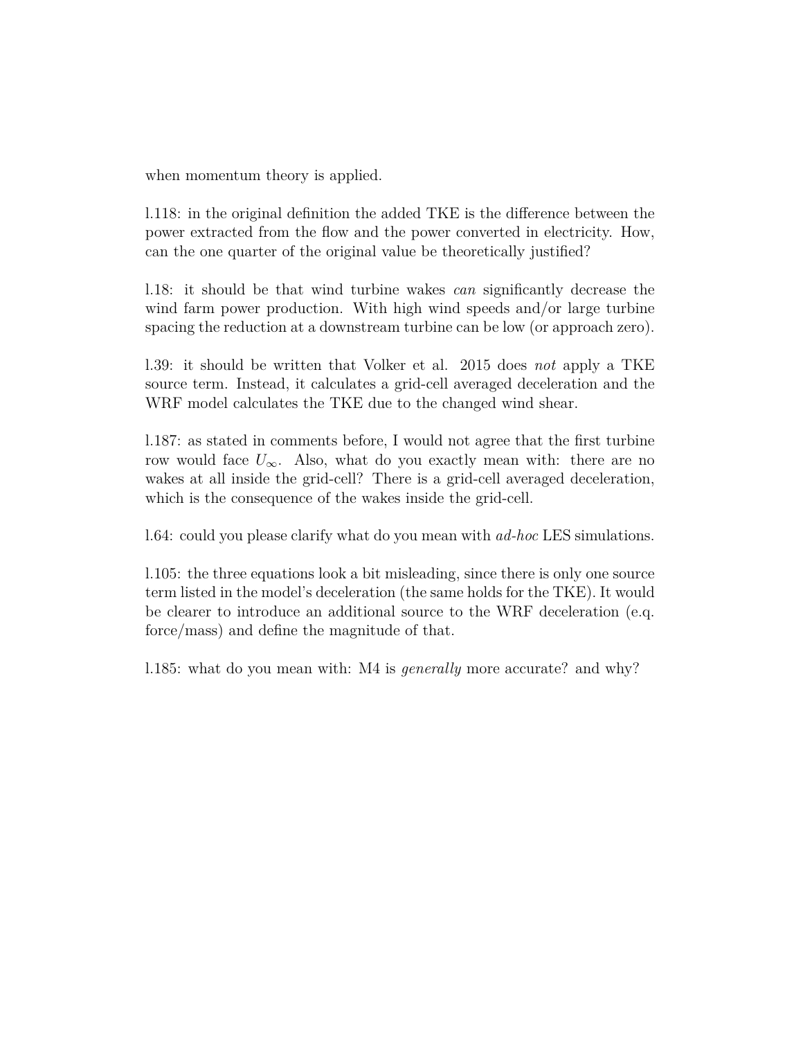when momentum theory is applied.

l.118: in the original definition the added TKE is the difference between the power extracted from the flow and the power converted in electricity. How, can the one quarter of the original value be theoretically justified?

l.18: it should be that wind turbine wakes *can* significantly decrease the wind farm power production. With high wind speeds and/or large turbine spacing the reduction at a downstream turbine can be low (or approach zero).

l.39: it should be written that Volker et al. 2015 does *not* apply a TKE source term. Instead, it calculates a grid-cell averaged deceleration and the WRF model calculates the TKE due to the changed wind shear.

l.187: as stated in comments before, I would not agree that the first turbine row would face $U_\infty$. Also, what do you exactly mean with: there are no wakes at all inside the grid-cell? There is a grid-cell averaged deceleration, which is the consequence of the wakes inside the grid-cell.

l.64: could you please clarify what do you mean with *ad-hoc* LES simulations.

l.105: the three equations look a bit misleading, since there is only one source term listed in the model's deceleration (the same holds for the TKE). It would be clearer to introduce an additional source to the WRF deceleration (e.q. force/mass) and define the magnitude of that.

l.185: what do you mean with: M4 is *generally* more accurate? and why?